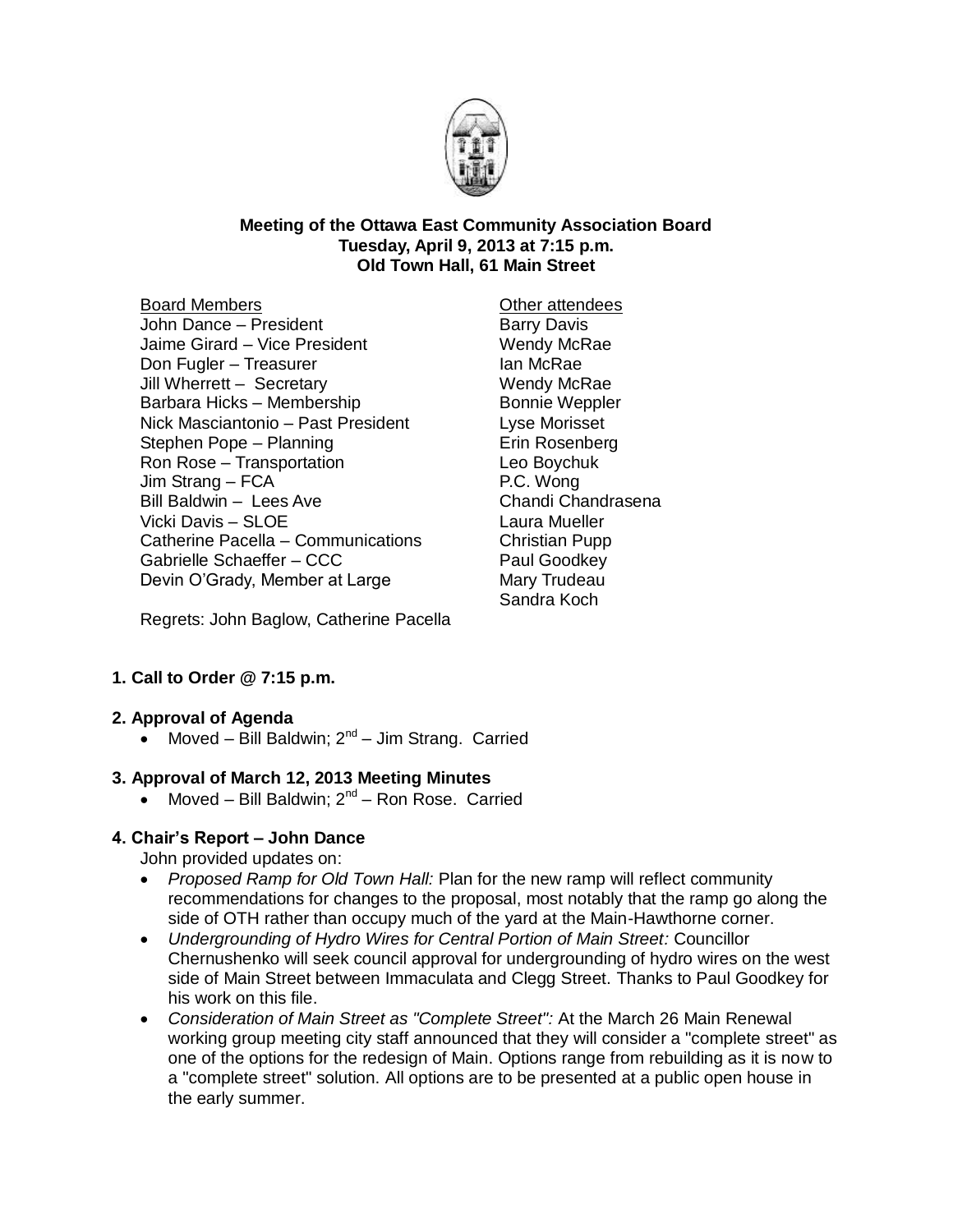**Meeting of the Ottawa East Community Association Board**
**Tuesday, April 9, 2013 at 7:15 p.m.**
**Old Town Hall, 61 Main Street**

Board Members
John Dance – President
Jaime Girard – Vice President
Don Fugler – Treasurer
Jill Wherrett – Secretary
Barbara Hicks – Membership
Nick Masciantonio – Past President
Stephen Pope – Planning
Ron Rose – Transportation
Jim Strang – FCA
Bill Baldwin – Lees Ave
Vicki Davis – SLOE
Catherine Pacella – Communications
Gabrielle Schaeffer – CCC
Devin O'Grady, Member at Large

Other attendees
Barry Davis
Wendy McRae
Ian McRae
Wendy McRae
Bonnie Weppler
Lyse Morisset
Erin Rosenberg
Leo Boychuk
P.C. Wong
Chandi Chandrasena
Laura Mueller
Christian Pupp
Paul Goodkey
Mary Trudeau
Sandra Koch

Regrets: John Baglow, Catherine Pacella

## 1. Call to Order @ 7:15 p.m.

## 2. Approval of Agenda

- Moved – Bill Baldwin; 2nd – Jim Strang. Carried

## 3. Approval of March 12, 2013 Meeting Minutes

- Moved – Bill Baldwin; 2nd – Ron Rose. Carried

## 4. Chair's Report – John Dance

John provided updates on:

- *Proposed Ramp for Old Town Hall:* Plan for the new ramp will reflect community recommendations for changes to the proposal, most notably that the ramp go along the side of OTH rather than occupy much of the yard at the Main-Hawthorne corner.
- *Undergrounding of Hydro Wires for Central Portion of Main Street:* Councillor Chernushenko will seek council approval for undergrounding of hydro wires on the west side of Main Street between Immaculata and Clegg Street. Thanks to Paul Goodkey for his work on this file.
- *Consideration of Main Street as "Complete Street":* At the March 26 Main Renewal working group meeting city staff announced that they will consider a "complete street" as one of the options for the redesign of Main. Options range from rebuilding as it is now to a "complete street" solution. All options are to be presented at a public open house in the early summer.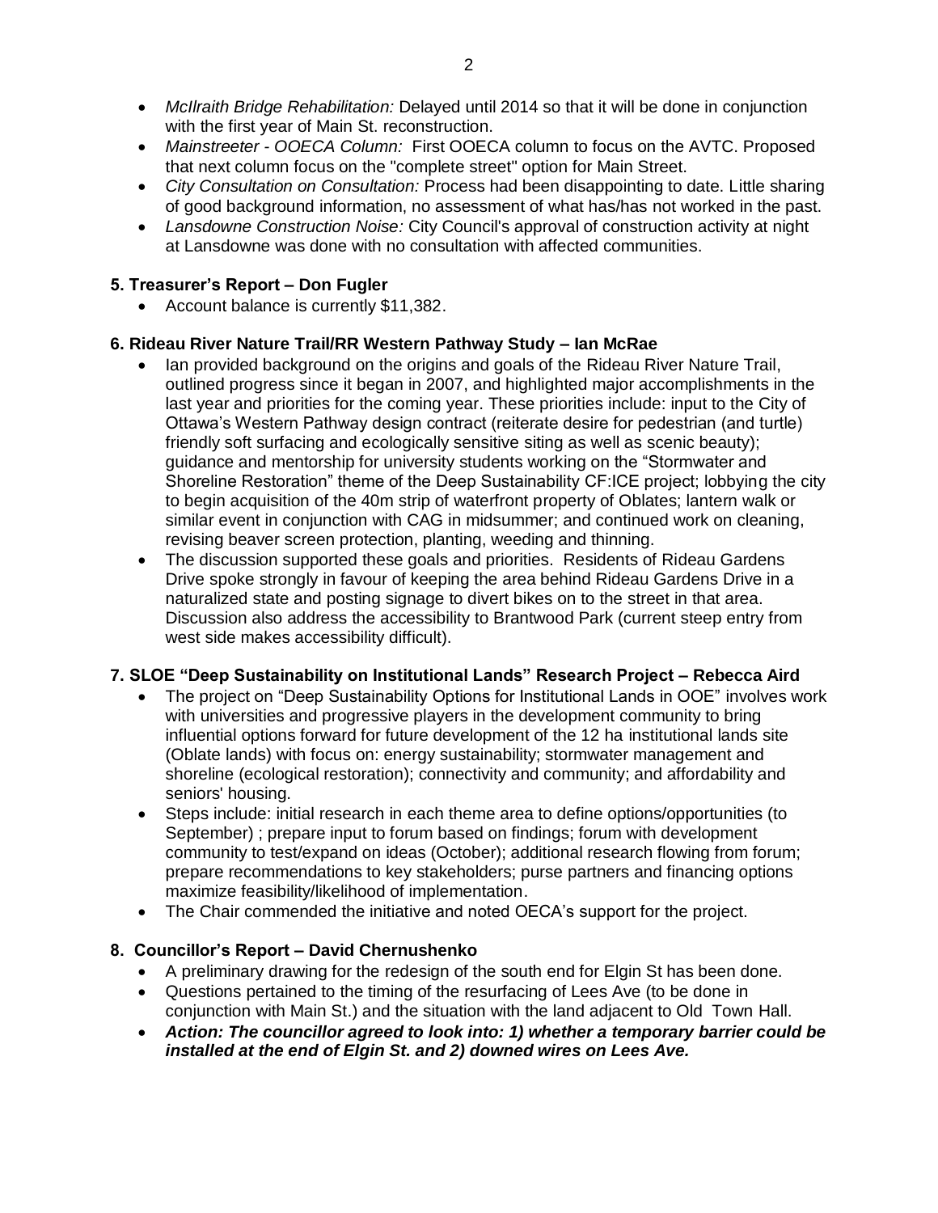- *McIlraith Bridge Rehabilitation:* Delayed until 2014 so that it will be done in conjunction with the first year of Main St. reconstruction.
- *Mainstreeter - OOECA Column:* First OOECA column to focus on the AVTC. Proposed that next column focus on the "complete street" option for Main Street.
- *City Consultation on Consultation:* Process had been disappointing to date. Little sharing of good background information, no assessment of what has/has not worked in the past.
- *Lansdowne Construction Noise:* City Council's approval of construction activity at night at Lansdowne was done with no consultation with affected communities.

### 5. Treasurer's Report – Don Fugler

- Account balance is currently $11,382.

### 6. Rideau River Nature Trail/RR Western Pathway Study – Ian McRae

- Ian provided background on the origins and goals of the Rideau River Nature Trail, outlined progress since it began in 2007, and highlighted major accomplishments in the last year and priorities for the coming year. These priorities include: input to the City of Ottawa's Western Pathway design contract (reiterate desire for pedestrian (and turtle) friendly soft surfacing and ecologically sensitive siting as well as scenic beauty); guidance and mentorship for university students working on the "Stormwater and Shoreline Restoration" theme of the Deep Sustainability CF:ICE project; lobbying the city to begin acquisition of the 40m strip of waterfront property of Oblates; lantern walk or similar event in conjunction with CAG in midsummer; and continued work on cleaning, revising beaver screen protection, planting, weeding and thinning.
- The discussion supported these goals and priorities. Residents of Rideau Gardens Drive spoke strongly in favour of keeping the area behind Rideau Gardens Drive in a naturalized state and posting signage to divert bikes on to the street in that area. Discussion also address the accessibility to Brantwood Park (current steep entry from west side makes accessibility difficult).

### 7. SLOE "Deep Sustainability on Institutional Lands" Research Project – Rebecca Aird

- The project on "Deep Sustainability Options for Institutional Lands in OOE" involves work with universities and progressive players in the development community to bring influential options forward for future development of the 12 ha institutional lands site (Oblate lands) with focus on: energy sustainability; stormwater management and shoreline (ecological restoration); connectivity and community; and affordability and seniors' housing.
- Steps include: initial research in each theme area to define options/opportunities (to September) ; prepare input to forum based on findings; forum with development community to test/expand on ideas (October); additional research flowing from forum; prepare recommendations to key stakeholders; purse partners and financing options maximize feasibility/likelihood of implementation.
- The Chair commended the initiative and noted OECA's support for the project.

### 8. Councillor's Report – David Chernushenko

- A preliminary drawing for the redesign of the south end for Elgin St has been done.
- Questions pertained to the timing of the resurfacing of Lees Ave (to be done in conjunction with Main St.) and the situation with the land adjacent to Old Town Hall.
- ***Action: The councillor agreed to look into: 1) whether a temporary barrier could be installed at the end of Elgin St. and 2) downed wires on Lees Ave.***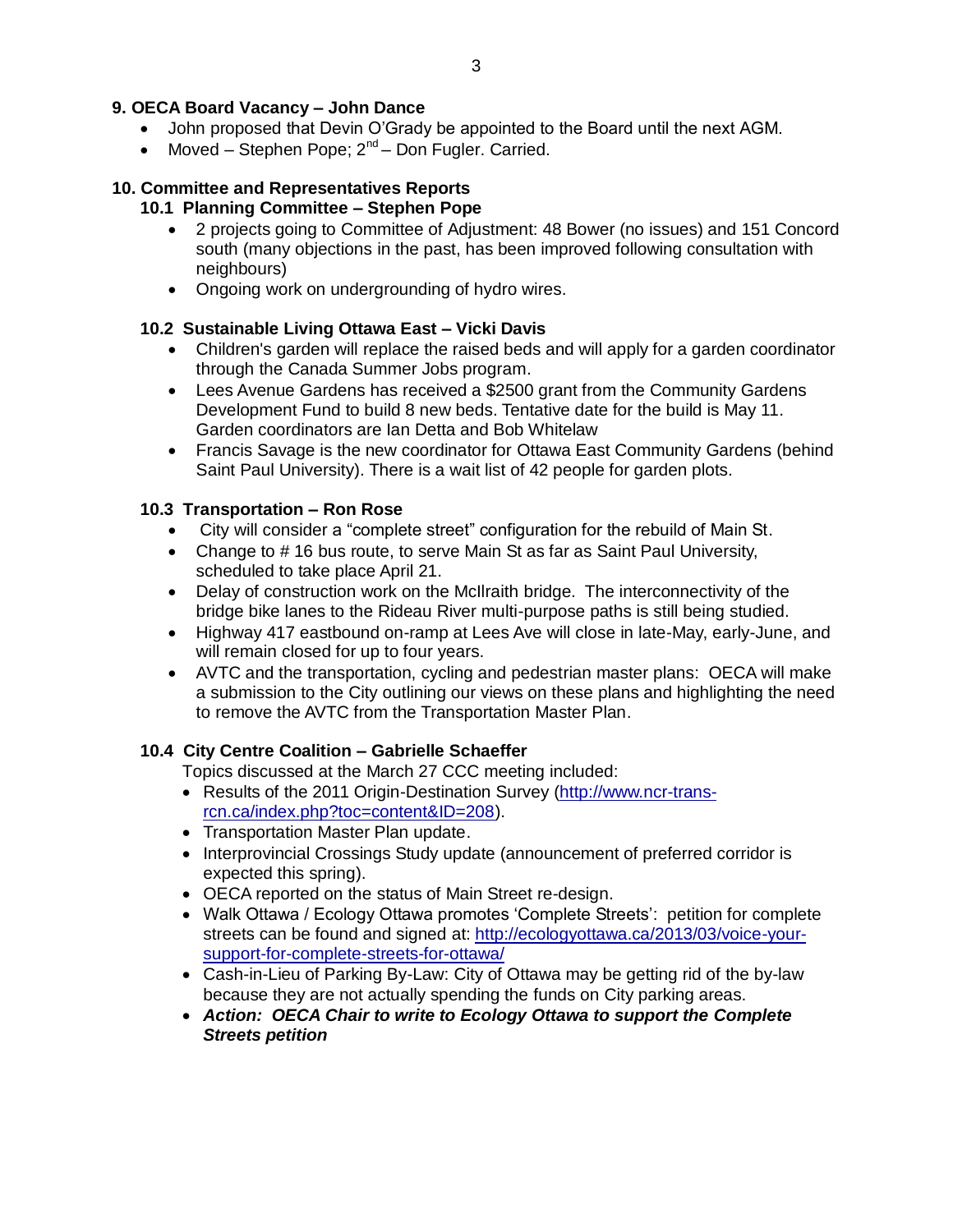## 9. OECA Board Vacancy – John Dance

- John proposed that Devin O'Grady be appointed to the Board until the next AGM.
- Moved – Stephen Pope; 2nd – Don Fugler. Carried.

## 10. Committee and Representatives Reports

### 10.1 Planning Committee – Stephen Pope

- 2 projects going to Committee of Adjustment: 48 Bower (no issues) and 151 Concord south (many objections in the past, has been improved following consultation with neighbours)
- Ongoing work on undergrounding of hydro wires.

### 10.2 Sustainable Living Ottawa East – Vicki Davis

- Children's garden will replace the raised beds and will apply for a garden coordinator through the Canada Summer Jobs program.
- Lees Avenue Gardens has received a $2500 grant from the Community Gardens Development Fund to build 8 new beds. Tentative date for the build is May 11. Garden coordinators are Ian Detta and Bob Whitelaw
- Francis Savage is the new coordinator for Ottawa East Community Gardens (behind Saint Paul University). There is a wait list of 42 people for garden plots.

### 10.3 Transportation – Ron Rose

- City will consider a "complete street" configuration for the rebuild of Main St.
- Change to # 16 bus route, to serve Main St as far as Saint Paul University, scheduled to take place April 21.
- Delay of construction work on the McIlraith bridge. The interconnectivity of the bridge bike lanes to the Rideau River multi-purpose paths is still being studied.
- Highway 417 eastbound on-ramp at Lees Ave will close in late-May, early-June, and will remain closed for up to four years.
- AVTC and the transportation, cycling and pedestrian master plans: OECA will make a submission to the City outlining our views on these plans and highlighting the need to remove the AVTC from the Transportation Master Plan.

### 10.4 City Centre Coalition – Gabrielle Schaeffer

Topics discussed at the March 27 CCC meeting included:

- Results of the 2011 Origin-Destination Survey (http://www.ncr-trans-rcn.ca/index.php?toc=content&ID=208).
- Transportation Master Plan update.
- Interprovincial Crossings Study update (announcement of preferred corridor is expected this spring).
- OECA reported on the status of Main Street re-design.
- Walk Ottawa / Ecology Ottawa promotes 'Complete Streets': petition for complete streets can be found and signed at: http://ecologyottawa.ca/2013/03/voice-your-support-for-complete-streets-for-ottawa/
- Cash-in-Lieu of Parking By-Law: City of Ottawa may be getting rid of the by-law because they are not actually spending the funds on City parking areas.
- ***Action: OECA Chair to write to Ecology Ottawa to support the Complete Streets petition***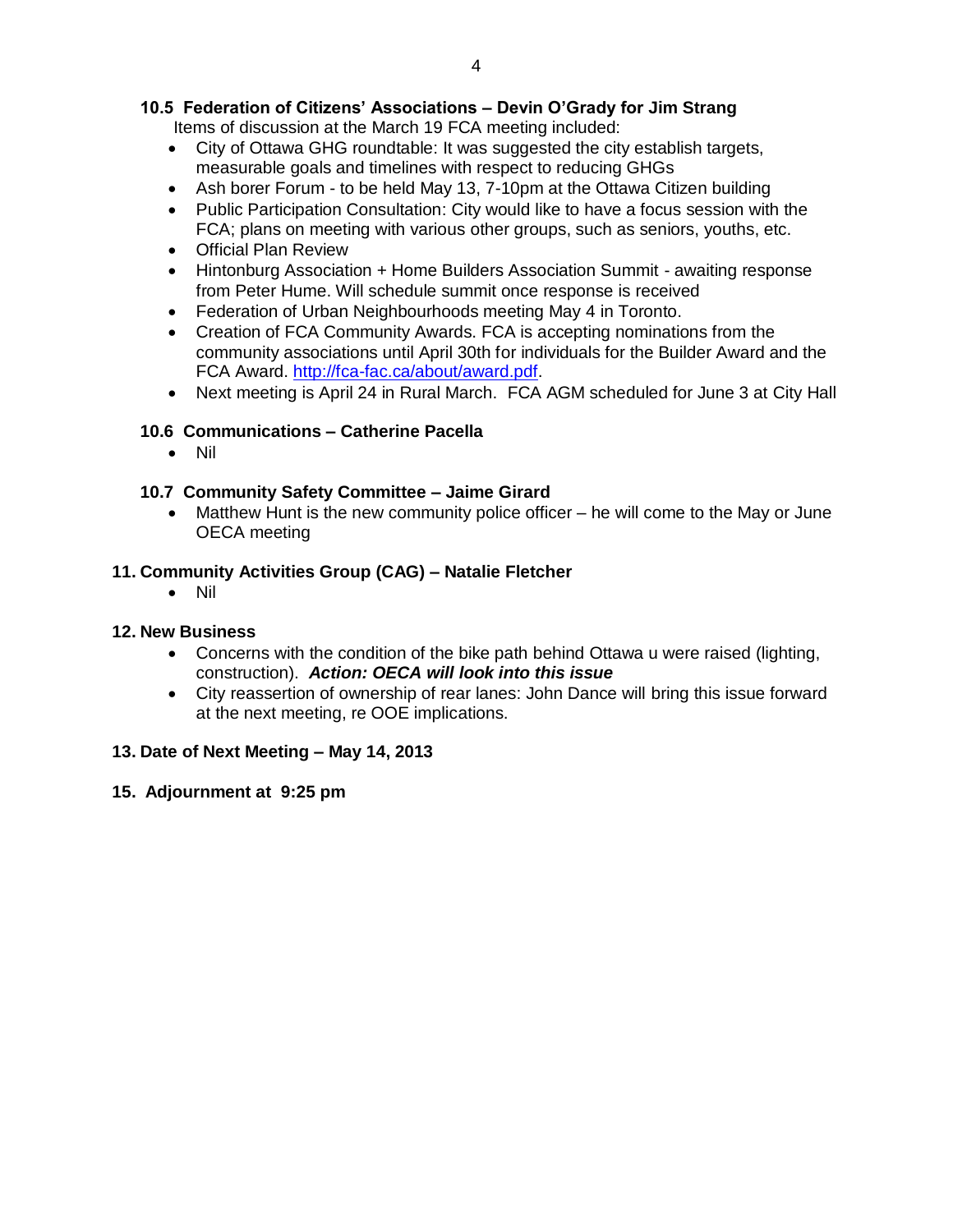### 10.5 Federation of Citizens' Associations – Devin O'Grady for Jim Strang

Items of discussion at the March 19 FCA meeting included:

- City of Ottawa GHG roundtable: It was suggested the city establish targets, measurable goals and timelines with respect to reducing GHGs
- Ash borer Forum - to be held May 13, 7-10pm at the Ottawa Citizen building
- Public Participation Consultation: City would like to have a focus session with the FCA; plans on meeting with various other groups, such as seniors, youths, etc.
- Official Plan Review
- Hintonburg Association + Home Builders Association Summit - awaiting response from Peter Hume. Will schedule summit once response is received
- Federation of Urban Neighbourhoods meeting May 4 in Toronto.
- Creation of FCA Community Awards. FCA is accepting nominations from the community associations until April 30th for individuals for the Builder Award and the FCA Award. http://fca-fac.ca/about/award.pdf.
- Next meeting is April 24 in Rural March. FCA AGM scheduled for June 3 at City Hall

### 10.6 Communications – Catherine Pacella

- Nil

### 10.7 Community Safety Committee – Jaime Girard

- Matthew Hunt is the new community police officer – he will come to the May or June OECA meeting

## 11. Community Activities Group (CAG) – Natalie Fletcher

- Nil

## 12. New Business

- Concerns with the condition of the bike path behind Ottawa u were raised (lighting, construction). ***Action: OECA will look into this issue***
- City reassertion of ownership of rear lanes: John Dance will bring this issue forward at the next meeting, re OOE implications.

## 13. Date of Next Meeting – May 14, 2013

## 15. Adjournment at 9:25 pm